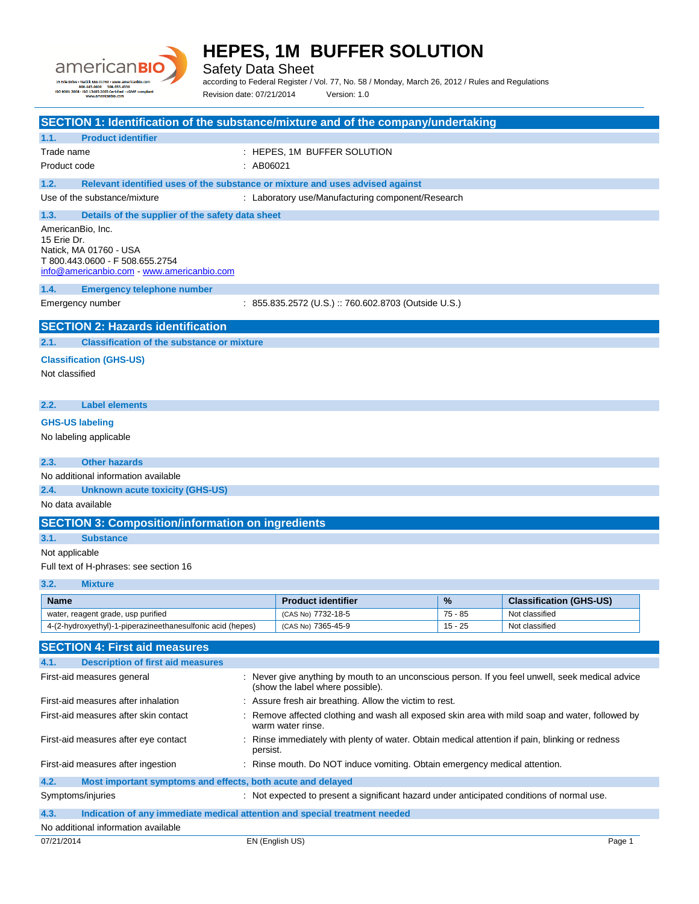# HEPES, 1M BUFFER SOLUTION

Safety Data Sheet

according to Federal Register / Vol. 77, No. 58 / Monday, March 26, 2012 / Rules and Regulations

Revision date: 07/21/2014 Version: 1.0

## SECTION 1: Identification of the substance/mixture and of the company/undertaking

### 1.1. Product identifier

Trade name : HEPES, 1M BUFFER SOLUTION

Product code : AB06021

### 1.2. Relevant identified uses of the substance or mixture and uses advised against

Use of the substance/mixture : Laboratory use/Manufacturing component/Research

### 1.3. Details of the supplier of the safety data sheet

AmericanBio, Inc.
15 Erie Dr.
Natick, MA 01760 - USA
T 800.443.0600 - F 508.655.2754
info@americanbio.com - www.americanbio.com

### 1.4. Emergency telephone number

Emergency number : 855.835.2572 (U.S.) :: 760.602.8703 (Outside U.S.)

## SECTION 2: Hazards identification

### 2.1. Classification of the substance or mixture

**Classification (GHS-US)**

Not classified

### 2.2. Label elements

**GHS-US labeling**

No labeling applicable

### 2.3. Other hazards

No additional information available

### 2.4. Unknown acute toxicity (GHS-US)

No data available

## SECTION 3: Composition/information on ingredients

### 3.1. Substance

Not applicable

Full text of H-phrases: see section 16

### 3.2. Mixture

| Name | Product identifier | % | Classification (GHS-US) |
|---|---|---|---|
| water, reagent grade, usp purified | (CAS No) 7732-18-5 | 75 - 85 | Not classified |
| 4-(2-hydroxyethyl)-1-piperazineethanesulfonic acid (hepes) | (CAS No) 7365-45-9 | 15 - 25 | Not classified |

## SECTION 4: First aid measures

### 4.1. Description of first aid measures

First-aid measures general : Never give anything by mouth to an unconscious person. If you feel unwell, seek medical advice (show the label where possible).

First-aid measures after inhalation : Assure fresh air breathing. Allow the victim to rest.

First-aid measures after skin contact : Remove affected clothing and wash all exposed skin area with mild soap and water, followed by warm water rinse.

First-aid measures after eye contact : Rinse immediately with plenty of water. Obtain medical attention if pain, blinking or redness persist.

First-aid measures after ingestion : Rinse mouth. Do NOT induce vomiting. Obtain emergency medical attention.

### 4.2. Most important symptoms and effects, both acute and delayed

Symptoms/injuries : Not expected to present a significant hazard under anticipated conditions of normal use.

### 4.3. Indication of any immediate medical attention and special treatment needed

No additional information available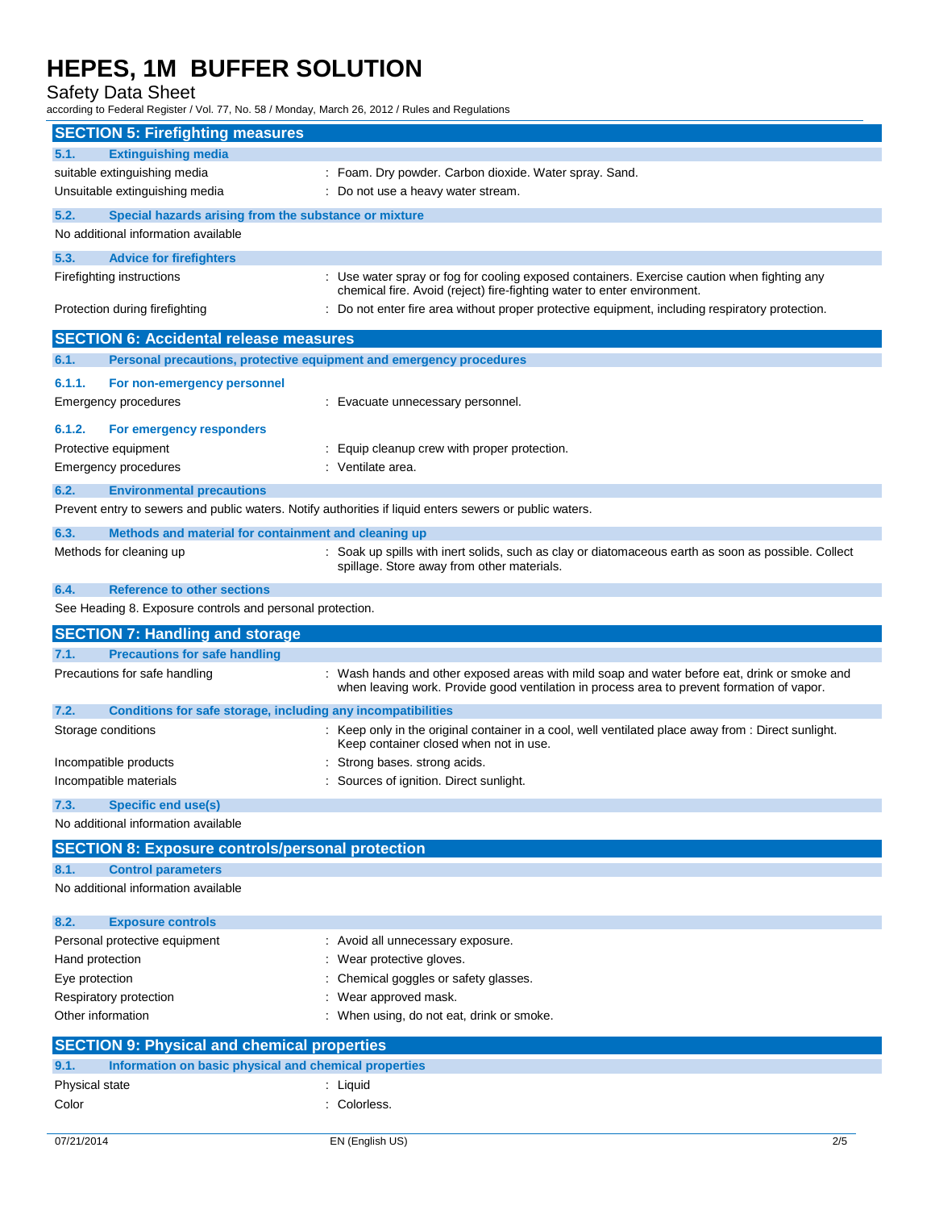## SECTION 5: Firefighting measures

### 5.1. Extinguishing media

| | |
|---|---|
| suitable extinguishing media | : Foam. Dry powder. Carbon dioxide. Water spray. Sand. |
| Unsuitable extinguishing media | : Do not use a heavy water stream. |

### 5.2. Special hazards arising from the substance or mixture

No additional information available

### 5.3. Advice for firefighters

| | |
|---|---|
| Firefighting instructions | : Use water spray or fog for cooling exposed containers. Exercise caution when fighting any chemical fire. Avoid (reject) fire-fighting water to enter environment. |
| Protection during firefighting | : Do not enter fire area without proper protective equipment, including respiratory protection. |

## SECTION 6: Accidental release measures

### 6.1. Personal precautions, protective equipment and emergency procedures

#### 6.1.1. For non-emergency personnel

| | |
|---|---|
| Emergency procedures | : Evacuate unnecessary personnel. |

#### 6.1.2. For emergency responders

| | |
|---|---|
| Protective equipment | : Equip cleanup crew with proper protection. |
| Emergency procedures | : Ventilate area. |

### 6.2. Environmental precautions

Prevent entry to sewers and public waters. Notify authorities if liquid enters sewers or public waters.

### 6.3. Methods and material for containment and cleaning up

| | |
|---|---|
| Methods for cleaning up | : Soak up spills with inert solids, such as clay or diatomaceous earth as soon as possible. Collect spillage. Store away from other materials. |

### 6.4. Reference to other sections

See Heading 8. Exposure controls and personal protection.

## SECTION 7: Handling and storage

### 7.1. Precautions for safe handling

| | |
|---|---|
| Precautions for safe handling | : Wash hands and other exposed areas with mild soap and water before eat, drink or smoke and when leaving work. Provide good ventilation in process area to prevent formation of vapor. |

### 7.2. Conditions for safe storage, including any incompatibilities

| | |
|---|---|
| Storage conditions | : Keep only in the original container in a cool, well ventilated place away from : Direct sunlight. Keep container closed when not in use. |
| Incompatible products | : Strong bases. strong acids. |
| Incompatible materials | : Sources of ignition. Direct sunlight. |

### 7.3. Specific end use(s)

No additional information available

## SECTION 8: Exposure controls/personal protection

### 8.1. Control parameters

No additional information available

### 8.2. Exposure controls

| | |
|---|---|
| Personal protective equipment | : Avoid all unnecessary exposure. |
| Hand protection | : Wear protective gloves. |
| Eye protection | : Chemical goggles or safety glasses. |
| Respiratory protection | : Wear approved mask. |
| Other information | : When using, do not eat, drink or smoke. |

## SECTION 9: Physical and chemical properties

### 9.1. Information on basic physical and chemical properties

| | |
|---|---|
| Physical state | : Liquid |
| Color | : Colorless. |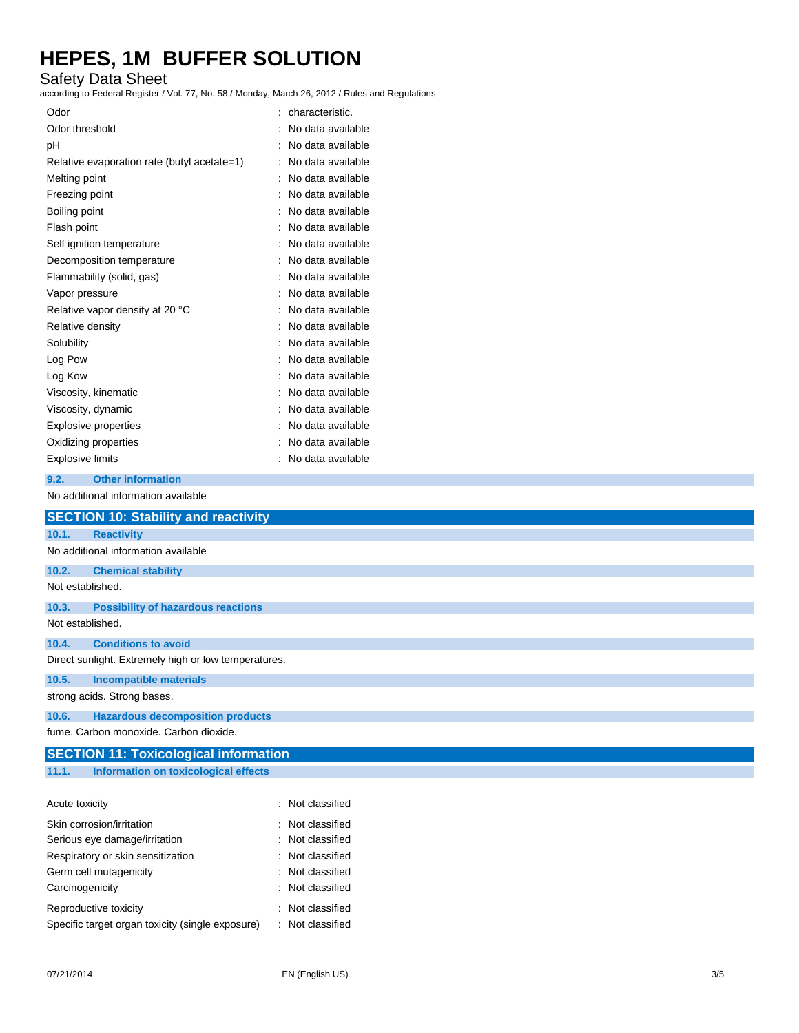| | |
|---|---|
| Odor | : characteristic. |
| Odor threshold | : No data available |
| pH | : No data available |
| Relative evaporation rate (butyl acetate=1) | : No data available |
| Melting point | : No data available |
| Freezing point | : No data available |
| Boiling point | : No data available |
| Flash point | : No data available |
| Self ignition temperature | : No data available |
| Decomposition temperature | : No data available |
| Flammability (solid, gas) | : No data available |
| Vapor pressure | : No data available |
| Relative vapor density at 20 °C | : No data available |
| Relative density | : No data available |
| Solubility | : No data available |
| Log Pow | : No data available |
| Log Kow | : No data available |
| Viscosity, kinematic | : No data available |
| Viscosity, dynamic | : No data available |
| Explosive properties | : No data available |
| Oxidizing properties | : No data available |
| Explosive limits | : No data available |

### 9.2. Other information

No additional information available

## SECTION 10: Stability and reactivity

### 10.1. Reactivity

No additional information available

### 10.2. Chemical stability

Not established.

### 10.3. Possibility of hazardous reactions

Not established.

### 10.4. Conditions to avoid

Direct sunlight. Extremely high or low temperatures.

### 10.5. Incompatible materials

strong acids. Strong bases.

### 10.6. Hazardous decomposition products

fume. Carbon monoxide. Carbon dioxide.

## SECTION 11: Toxicological information

### 11.1. Information on toxicological effects

| | |
|---|---|
| Acute toxicity | : Not classified |
| Skin corrosion/irritation | : Not classified |
| Serious eye damage/irritation | : Not classified |
| Respiratory or skin sensitization | : Not classified |
| Germ cell mutagenicity | : Not classified |
| Carcinogenicity | : Not classified |
| Reproductive toxicity | : Not classified |
| Specific target organ toxicity (single exposure) | : Not classified |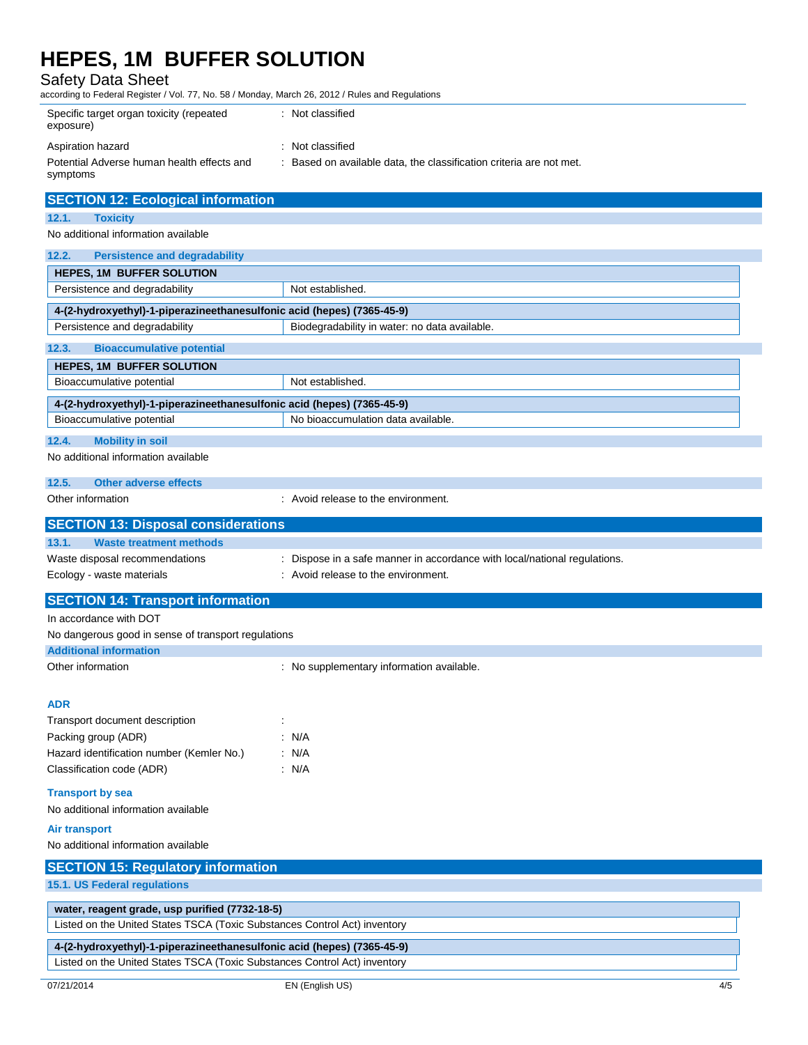| | |
|---|---|
| Specific target organ toxicity (repeated exposure) | : Not classified |
| Aspiration hazard | : Not classified |
| Potential Adverse human health effects and symptoms | : Based on available data, the classification criteria are not met. |

## SECTION 12: Ecological information

### 12.1. Toxicity

No additional information available

### 12.2. Persistence and degradability

| HEPES, 1M BUFFER SOLUTION | |
|---|---|
| Persistence and degradability | Not established. |

| 4-(2-hydroxyethyl)-1-piperazineethanesulfonic acid (hepes) (7365-45-9) | |
|---|---|
| Persistence and degradability | Biodegradability in water: no data available. |

### 12.3. Bioaccumulative potential

| HEPES, 1M BUFFER SOLUTION | |
|---|---|
| Bioaccumulative potential | Not established. |

| 4-(2-hydroxyethyl)-1-piperazineethanesulfonic acid (hepes) (7365-45-9) | |
|---|---|
| Bioaccumulative potential | No bioaccumulation data available. |

### 12.4. Mobility in soil

No additional information available

### 12.5. Other adverse effects

Other information : Avoid release to the environment.

## SECTION 13: Disposal considerations

### 13.1. Waste treatment methods

| | |
|---|---|
| Waste disposal recommendations | : Dispose in a safe manner in accordance with local/national regulations. |
| Ecology - waste materials | : Avoid release to the environment. |

## SECTION 14: Transport information

In accordance with DOT

No dangerous good in sense of transport regulations

### Additional information

Other information : No supplementary information available.

### ADR

| | |
|---|---|
| Transport document description | : |
| Packing group (ADR) | : N/A |
| Hazard identification number (Kemler No.) | : N/A |
| Classification code (ADR) | : N/A |

### Transport by sea

No additional information available

### Air transport

No additional information available

## SECTION 15: Regulatory information

### 15.1. US Federal regulations

| water, reagent grade, usp purified (7732-18-5) |
|---|
| Listed on the United States TSCA (Toxic Substances Control Act) inventory |

| 4-(2-hydroxyethyl)-1-piperazineethanesulfonic acid (hepes) (7365-45-9) |
|---|
| Listed on the United States TSCA (Toxic Substances Control Act) inventory |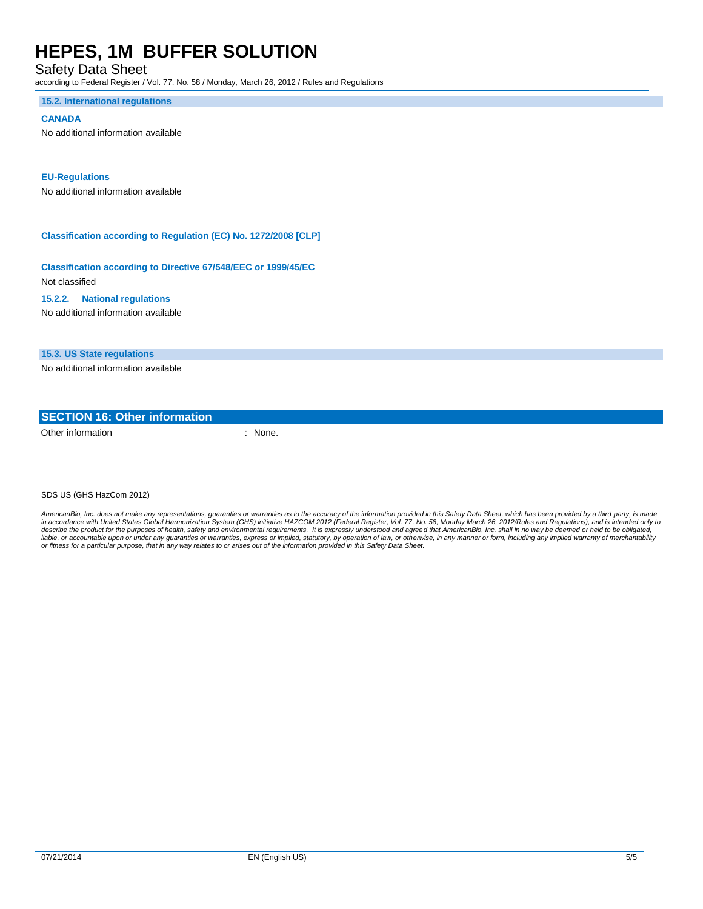#### 15.2. International regulations

**CANADA**

No additional information available

**EU-Regulations**

No additional information available

**Classification according to Regulation (EC) No. 1272/2008 [CLP]**

**Classification according to Directive 67/548/EEC or 1999/45/EC**

Not classified

**15.2.2. National regulations**

No additional information available

#### 15.3. US State regulations

No additional information available

## SECTION 16: Other information

Other information : None.

SDS US (GHS HazCom 2012)

*AmericanBio, Inc. does not make any representations, guaranties or warranties as to the accuracy of the information provided in this Safety Data Sheet, which has been provided by a third party, is made in accordance with United States Global Harmonization System (GHS) initiative HAZCOM 2012 (Federal Register, Vol. 77, No. 58, Monday March 26, 2012/Rules and Regulations), and is intended only to describe the product for the purposes of health, safety and environmental requirements. It is expressly understood and agreed that AmericanBio, Inc. shall in no way be deemed or held to be obligated, liable, or accountable upon or under any guaranties or warranties, express or implied, statutory, by operation of law, or otherwise, in any manner or form, including any implied warranty of merchantability or fitness for a particular purpose, that in any way relates to or arises out of the information provided in this Safety Data Sheet.*